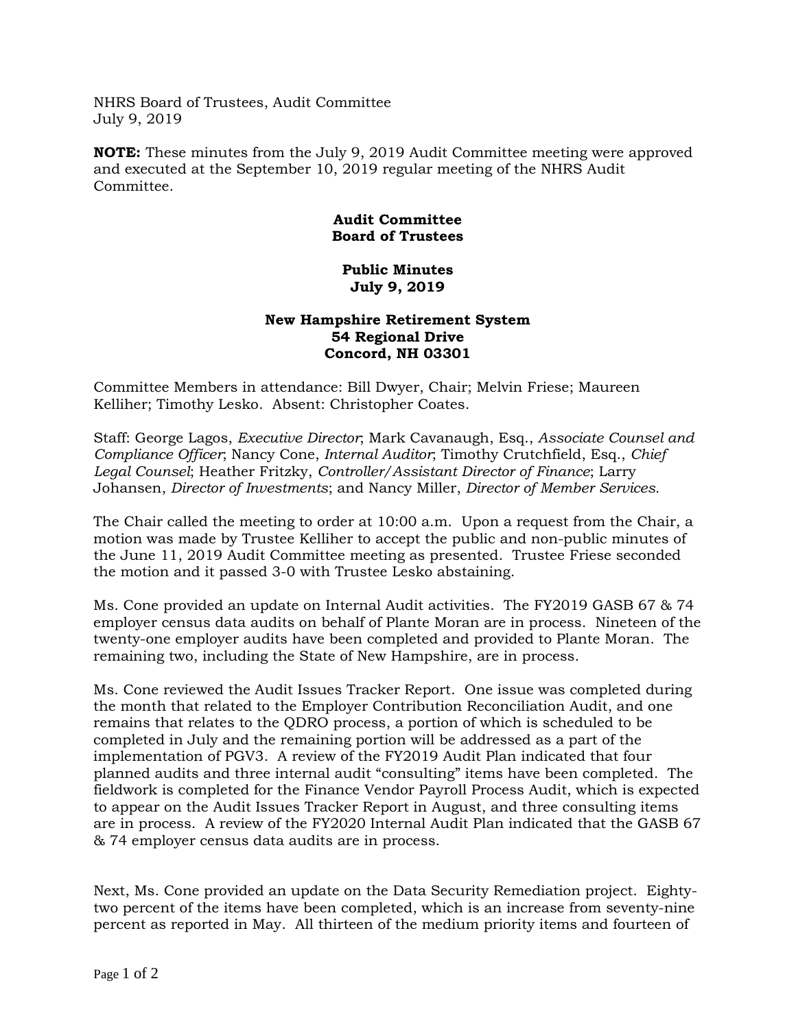NHRS Board of Trustees, Audit Committee
July 9, 2019

**NOTE:** These minutes from the July 9, 2019 Audit Committee meeting were approved and executed at the September 10, 2019 regular meeting of the NHRS Audit Committee.

**Audit Committee**
**Board of Trustees**

**Public Minutes**
**July 9, 2019**

**New Hampshire Retirement System**
**54 Regional Drive**
**Concord, NH 03301**

Committee Members in attendance: Bill Dwyer, Chair; Melvin Friese; Maureen Kelliher; Timothy Lesko. Absent: Christopher Coates.

Staff: George Lagos, *Executive Director*; Mark Cavanaugh, Esq., *Associate Counsel and Compliance Officer*; Nancy Cone, *Internal Auditor*; Timothy Crutchfield, Esq., *Chief Legal Counsel*; Heather Fritzky, *Controller/Assistant Director of Finance*; Larry Johansen, *Director of Investments*; and Nancy Miller, *Director of Member Services.*

The Chair called the meeting to order at 10:00 a.m. Upon a request from the Chair, a motion was made by Trustee Kelliher to accept the public and non-public minutes of the June 11, 2019 Audit Committee meeting as presented. Trustee Friese seconded the motion and it passed 3-0 with Trustee Lesko abstaining.

Ms. Cone provided an update on Internal Audit activities. The FY2019 GASB 67 & 74 employer census data audits on behalf of Plante Moran are in process. Nineteen of the twenty-one employer audits have been completed and provided to Plante Moran. The remaining two, including the State of New Hampshire, are in process.

Ms. Cone reviewed the Audit Issues Tracker Report. One issue was completed during the month that related to the Employer Contribution Reconciliation Audit, and one remains that relates to the QDRO process, a portion of which is scheduled to be completed in July and the remaining portion will be addressed as a part of the implementation of PGV3. A review of the FY2019 Audit Plan indicated that four planned audits and three internal audit "consulting" items have been completed. The fieldwork is completed for the Finance Vendor Payroll Process Audit, which is expected to appear on the Audit Issues Tracker Report in August, and three consulting items are in process. A review of the FY2020 Internal Audit Plan indicated that the GASB 67 & 74 employer census data audits are in process.

Next, Ms. Cone provided an update on the Data Security Remediation project. Eighty-two percent of the items have been completed, which is an increase from seventy-nine percent as reported in May. All thirteen of the medium priority items and fourteen of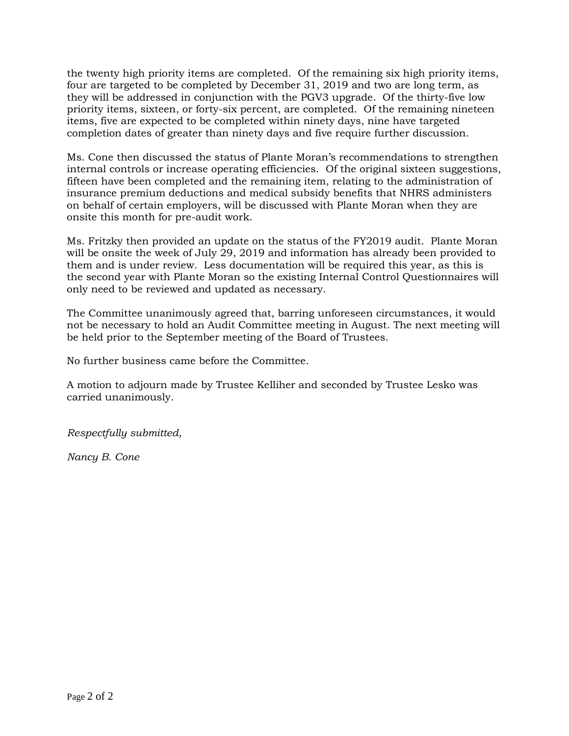the twenty high priority items are completed. Of the remaining six high priority items, four are targeted to be completed by December 31, 2019 and two are long term, as they will be addressed in conjunction with the PGV3 upgrade. Of the thirty-five low priority items, sixteen, or forty-six percent, are completed. Of the remaining nineteen items, five are expected to be completed within ninety days, nine have targeted completion dates of greater than ninety days and five require further discussion.

Ms. Cone then discussed the status of Plante Moran's recommendations to strengthen internal controls or increase operating efficiencies. Of the original sixteen suggestions, fifteen have been completed and the remaining item, relating to the administration of insurance premium deductions and medical subsidy benefits that NHRS administers on behalf of certain employers, will be discussed with Plante Moran when they are onsite this month for pre-audit work.

Ms. Fritzky then provided an update on the status of the FY2019 audit. Plante Moran will be onsite the week of July 29, 2019 and information has already been provided to them and is under review. Less documentation will be required this year, as this is the second year with Plante Moran so the existing Internal Control Questionnaires will only need to be reviewed and updated as necessary.

The Committee unanimously agreed that, barring unforeseen circumstances, it would not be necessary to hold an Audit Committee meeting in August. The next meeting will be held prior to the September meeting of the Board of Trustees.

No further business came before the Committee.

A motion to adjourn made by Trustee Kelliher and seconded by Trustee Lesko was carried unanimously.

*Respectfully submitted,*

*Nancy B. Cone*